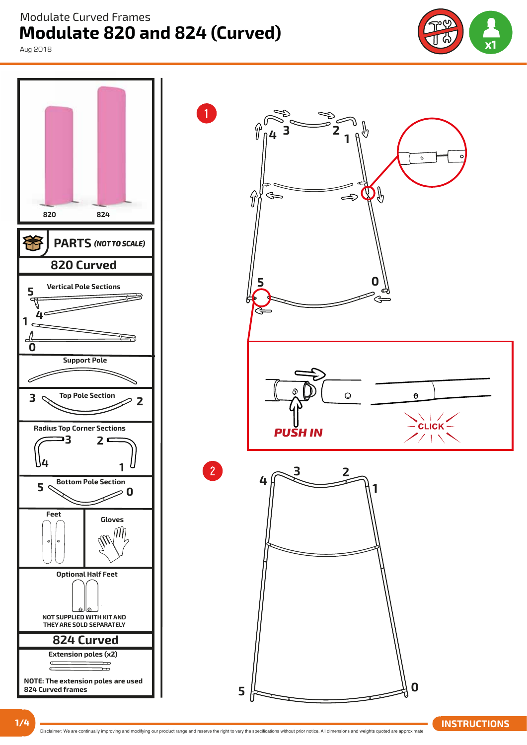Modulate Curved Frames

# Modulate 820 and 824 (Curved)

Aug 2018

x1

820

824

## PARTS *(NOT TO SCALE)*

### 820 Curved

**Vertical Pole Sections**

5, 4, 1, 0

**Support Pole**

**Top Pole Section**

3, 2

**Radius Top Corner Sections**

3, 4, 2, 1

**Bottom Pole Section**

5, 0

**Feet**

**Gloves**

**Optional Half Feet**

NOT SUPPLIED WITH KIT AND THEY ARE SOLD SEPARATELY

### 824 Curved

**Extension poles (x2)**

**NOTE: The extension poles are used 824 Curved frames**

1

4 3 2 1

5 0

PUSH IN

CLICK

2

4 3 2 1

5 0

INSTRUCTIONS

Disclaimer: We are continually improving and modifying our product range and reserve the right to vary the specifications without prior notice. All dimensions and weights quoted are approximate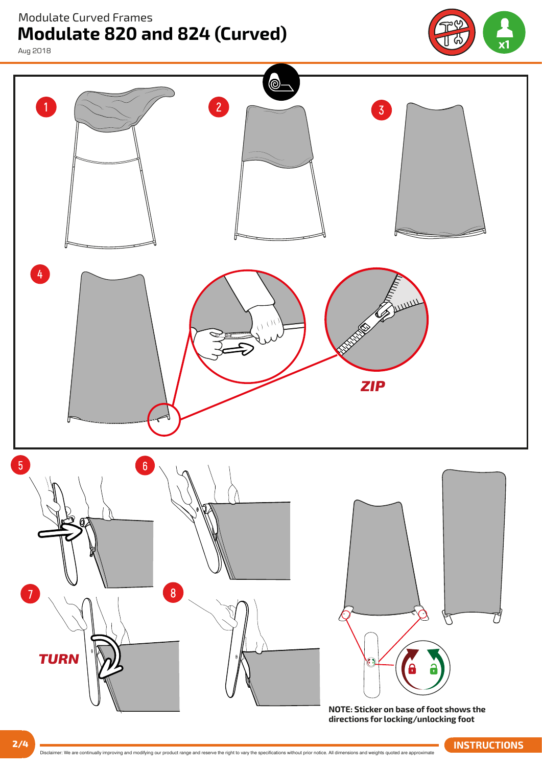Modulate Curved Frames

# Modulate 820 and 824 (Curved)

Aug 2018

x1

1

2

3

4

ZIP

5

6

7

TURN

8

**NOTE: Sticker on base of foot shows the directions for locking/unlocking foot**

Disclaimer: We are continually improving and modifying our product range and reserve the right to vary the specifications without prior notice. All dimensions and weights quoted are approximate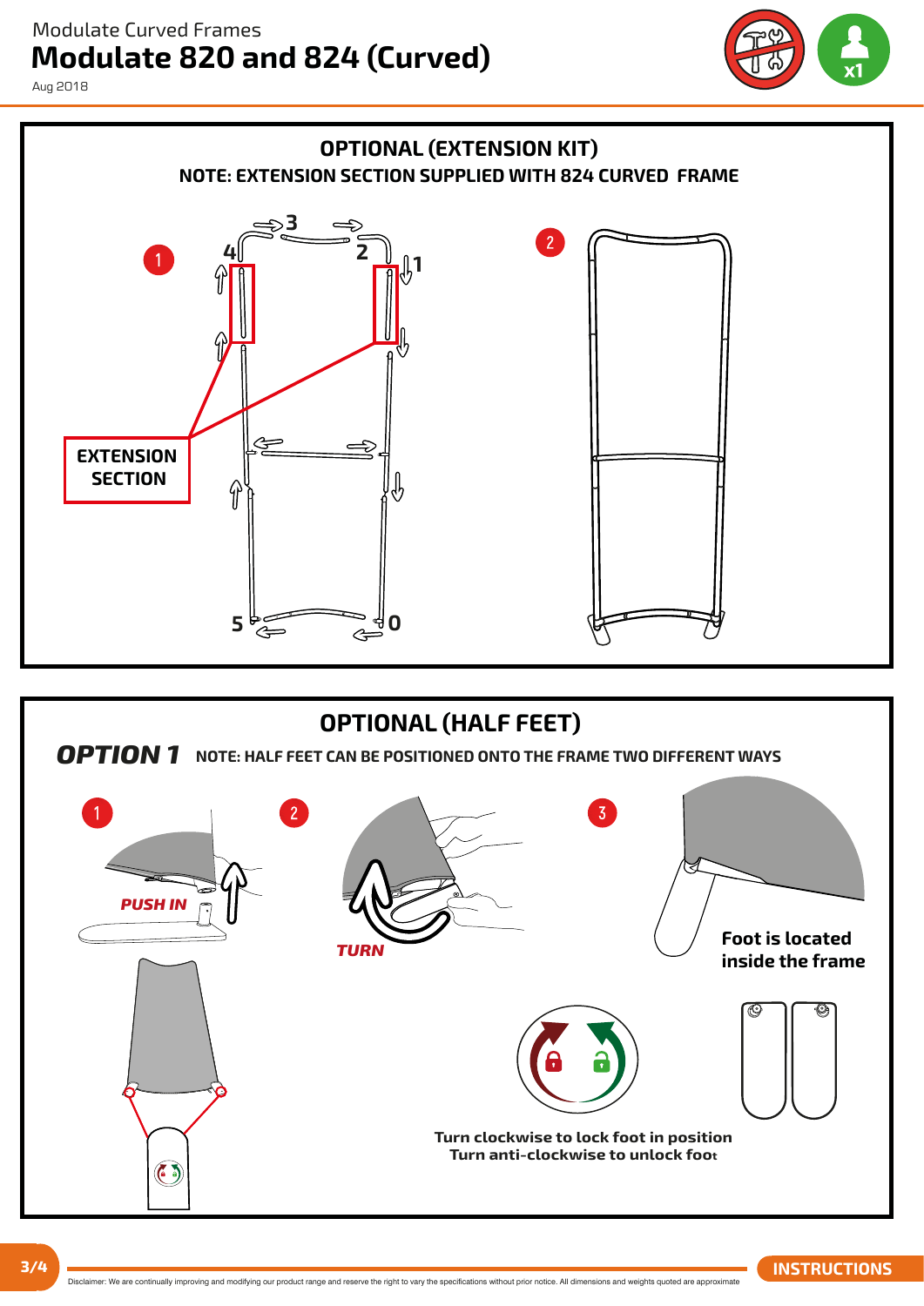Modulate Curved Frames

# Modulate 820 and 824 (Curved)

Aug 2018

x1

## OPTIONAL (EXTENSION KIT)

**NOTE: EXTENSION SECTION SUPPLIED WITH 824 CURVED FRAME**

1

3
4 2
1

EXTENSION SECTION

5 0

2

## OPTIONAL (HALF FEET)

***OPTION 1*** **NOTE: HALF FEET CAN BE POSITIONED ONTO THE FRAME TWO DIFFERENT WAYS**

1

***PUSH IN***

2

***TURN***

3

**Foot is located inside the frame**

**Turn clockwise to lock foot in position**
**Turn anti-clockwise to unlock foot**

Disclaimer: We are continually improving and modifying our product range and reserve the right to vary the specifications without prior notice. All dimensions and weights quoted are approximate

INSTRUCTIONS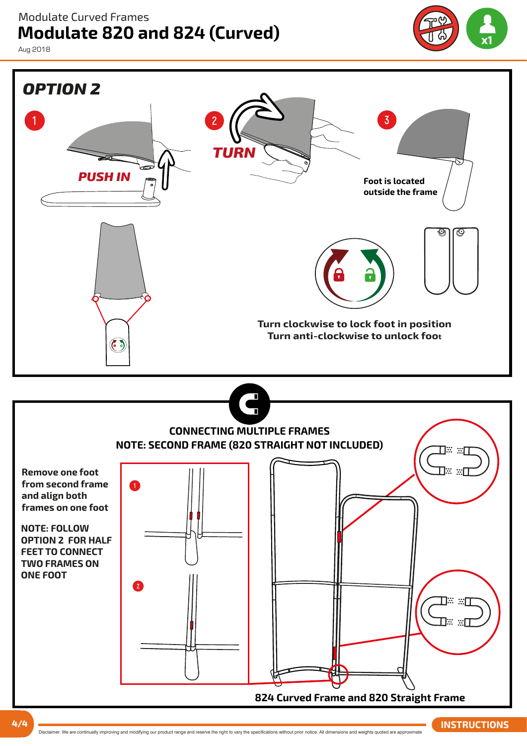Modulate Curved Frames

# Modulate 820 and 824 (Curved)

Aug 2018

## OPTION 2

1 PUSH IN

2 TURN

3 Foot is located outside the frame

Turn clockwise to lock foot in position
Turn anti-clockwise to unlock foot

## CONNECTING MULTIPLE FRAMES

**NOTE: SECOND FRAME (820 STRAIGHT NOT INCLUDED)**

Remove one foot from second frame and align both frames on one foot

NOTE: FOLLOW OPTION 2 FOR HALF FEET TO CONNECT TWO FRAMES ON ONE FOOT

1

2

824 Curved Frame and 820 Straight Frame

INSTRUCTIONS

Disclaimer: We are continually improving and modifying our product range and reserve the right to vary the specifications without prior notice. All dimensions and weights quoted are approximate